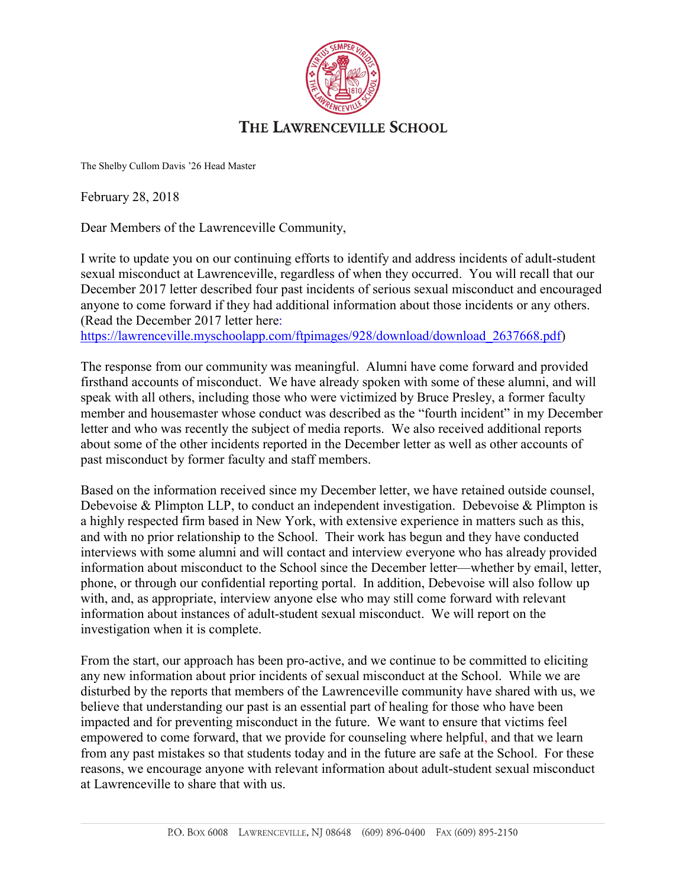# The Lawrenceville School

The Shelby Cullom Davis '26 Head Master

February 28, 2018

Dear Members of the Lawrenceville Community,

I write to update you on our continuing efforts to identify and address incidents of adult-student sexual misconduct at Lawrenceville, regardless of when they occurred. You will recall that our December 2017 letter described four past incidents of serious sexual misconduct and encouraged anyone to come forward if they had additional information about those incidents or any others. (Read the December 2017 letter here: https://lawrenceville.myschoolapp.com/ftpimages/928/download/download_2637668.pdf)

The response from our community was meaningful. Alumni have come forward and provided firsthand accounts of misconduct. We have already spoken with some of these alumni, and will speak with all others, including those who were victimized by Bruce Presley, a former faculty member and housemaster whose conduct was described as the "fourth incident" in my December letter and who was recently the subject of media reports. We also received additional reports about some of the other incidents reported in the December letter as well as other accounts of past misconduct by former faculty and staff members.

Based on the information received since my December letter, we have retained outside counsel, Debevoise & Plimpton LLP, to conduct an independent investigation. Debevoise & Plimpton is a highly respected firm based in New York, with extensive experience in matters such as this, and with no prior relationship to the School. Their work has begun and they have conducted interviews with some alumni and will contact and interview everyone who has already provided information about misconduct to the School since the December letter—whether by email, letter, phone, or through our confidential reporting portal. In addition, Debevoise will also follow up with, and, as appropriate, interview anyone else who may still come forward with relevant information about instances of adult-student sexual misconduct. We will report on the investigation when it is complete.

From the start, our approach has been pro-active, and we continue to be committed to eliciting any new information about prior incidents of sexual misconduct at the School. While we are disturbed by the reports that members of the Lawrenceville community have shared with us, we believe that understanding our past is an essential part of healing for those who have been impacted and for preventing misconduct in the future. We want to ensure that victims feel empowered to come forward, that we provide for counseling where helpful, and that we learn from any past mistakes so that students today and in the future are safe at the School. For these reasons, we encourage anyone with relevant information about adult-student sexual misconduct at Lawrenceville to share that with us.

P.O. Box 6008 Lawrenceville, NJ 08648 (609) 896-0400 Fax (609) 895-2150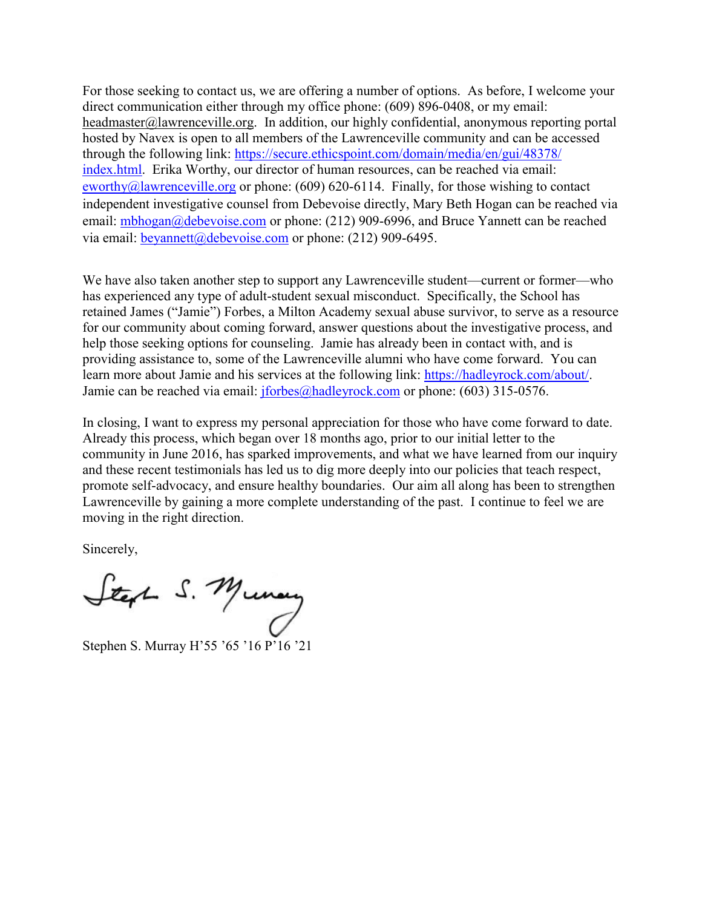For those seeking to contact us, we are offering a number of options. As before, I welcome your direct communication either through my office phone: (609) 896-0408, or my email: headmaster@lawrenceville.org. In addition, our highly confidential, anonymous reporting portal hosted by Navex is open to all members of the Lawrenceville community and can be accessed through the following link: https://secure.ethicspoint.com/domain/media/en/gui/48378/index.html. Erika Worthy, our director of human resources, can be reached via email: eworthy@lawrenceville.org or phone: (609) 620-6114. Finally, for those wishing to contact independent investigative counsel from Debevoise directly, Mary Beth Hogan can be reached via email: mbhogan@debevoise.com or phone: (212) 909-6996, and Bruce Yannett can be reached via email: beyannett@debevoise.com or phone: (212) 909-6495.

We have also taken another step to support any Lawrenceville student—current or former—who has experienced any type of adult-student sexual misconduct. Specifically, the School has retained James ("Jamie") Forbes, a Milton Academy sexual abuse survivor, to serve as a resource for our community about coming forward, answer questions about the investigative process, and help those seeking options for counseling. Jamie has already been in contact with, and is providing assistance to, some of the Lawrenceville alumni who have come forward. You can learn more about Jamie and his services at the following link: https://hadleyrock.com/about/. Jamie can be reached via email: jforbes@hadleyrock.com or phone: (603) 315-0576.

In closing, I want to express my personal appreciation for those who have come forward to date. Already this process, which began over 18 months ago, prior to our initial letter to the community in June 2016, has sparked improvements, and what we have learned from our inquiry and these recent testimonials has led us to dig more deeply into our policies that teach respect, promote self-advocacy, and ensure healthy boundaries. Our aim all along has been to strengthen Lawrenceville by gaining a more complete understanding of the past. I continue to feel we are moving in the right direction.

Sincerely,

Stephen S. Murray

Stephen S. Murray H'55 '65 '16 P'16 '21